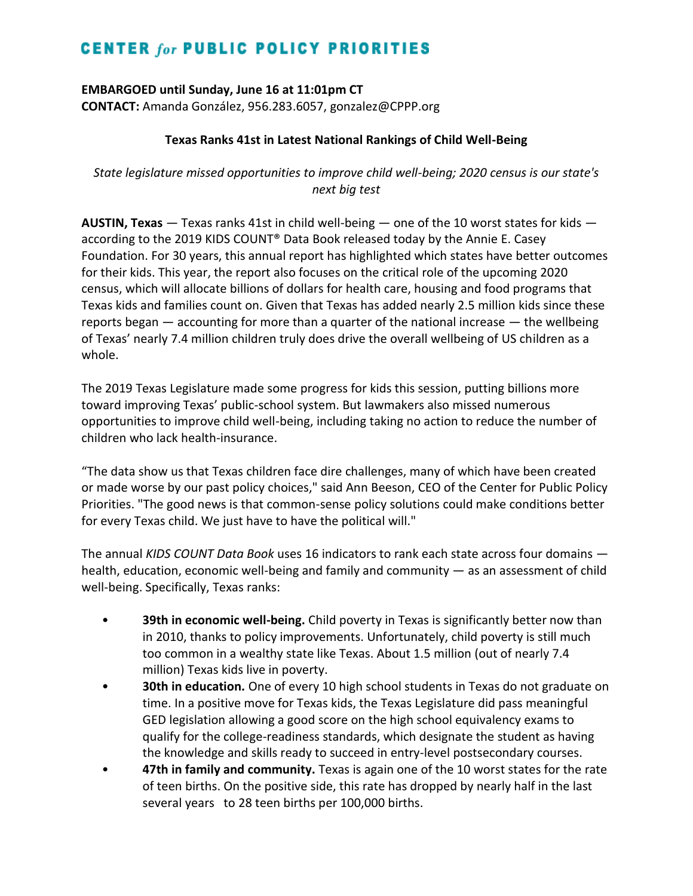# CENTER *for* PUBLIC POLICY PRIORITIES

**EMBARGOED until Sunday, June 16 at 11:01pm CT**
**CONTACT:** Amanda González, 956.283.6057, gonzalez@CPPP.org

## Texas Ranks 41st in Latest National Rankings of Child Well-Being

*State legislature missed opportunities to improve child well-being; 2020 census is our state's next big test*

**AUSTIN, Texas** — Texas ranks 41st in child well-being — one of the 10 worst states for kids — according to the 2019 KIDS COUNT® Data Book released today by the Annie E. Casey Foundation. For 30 years, this annual report has highlighted which states have better outcomes for their kids. This year, the report also focuses on the critical role of the upcoming 2020 census, which will allocate billions of dollars for health care, housing and food programs that Texas kids and families count on. Given that Texas has added nearly 2.5 million kids since these reports began — accounting for more than a quarter of the national increase — the wellbeing of Texas' nearly 7.4 million children truly does drive the overall wellbeing of US children as a whole.

The 2019 Texas Legislature made some progress for kids this session, putting billions more toward improving Texas' public-school system. But lawmakers also missed numerous opportunities to improve child well-being, including taking no action to reduce the number of children who lack health-insurance.

"The data show us that Texas children face dire challenges, many of which have been created or made worse by our past policy choices," said Ann Beeson, CEO of the Center for Public Policy Priorities. "The good news is that common-sense policy solutions could make conditions better for every Texas child. We just have to have the political will."

The annual *KIDS COUNT Data Book* uses 16 indicators to rank each state across four domains — health, education, economic well-being and family and community — as an assessment of child well-being. Specifically, Texas ranks:

- **39th in economic well-being.** Child poverty in Texas is significantly better now than in 2010, thanks to policy improvements. Unfortunately, child poverty is still much too common in a wealthy state like Texas. About 1.5 million (out of nearly 7.4 million) Texas kids live in poverty.
- **30th in education.** One of every 10 high school students in Texas do not graduate on time. In a positive move for Texas kids, the Texas Legislature did pass meaningful GED legislation allowing a good score on the high school equivalency exams to qualify for the college-readiness standards, which designate the student as having the knowledge and skills ready to succeed in entry-level postsecondary courses.
- **47th in family and community.** Texas is again one of the 10 worst states for the rate of teen births. On the positive side, this rate has dropped by nearly half in the last several years to 28 teen births per 100,000 births.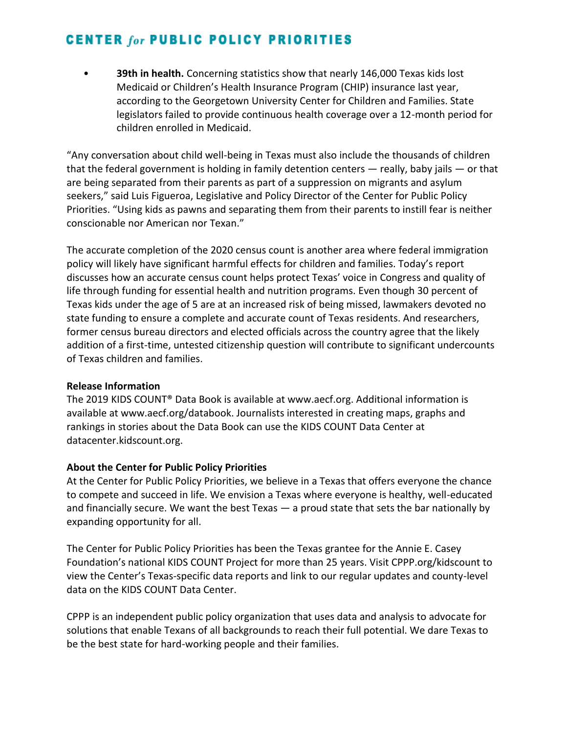- **39th in health.** Concerning statistics show that nearly 146,000 Texas kids lost Medicaid or Children's Health Insurance Program (CHIP) insurance last year, according to the Georgetown University Center for Children and Families. State legislators failed to provide continuous health coverage over a 12-month period for children enrolled in Medicaid.

"Any conversation about child well-being in Texas must also include the thousands of children that the federal government is holding in family detention centers — really, baby jails — or that are being separated from their parents as part of a suppression on migrants and asylum seekers," said Luis Figueroa, Legislative and Policy Director of the Center for Public Policy Priorities. "Using kids as pawns and separating them from their parents to instill fear is neither conscionable nor American nor Texan."

The accurate completion of the 2020 census count is another area where federal immigration policy will likely have significant harmful effects for children and families. Today's report discusses how an accurate census count helps protect Texas' voice in Congress and quality of life through funding for essential health and nutrition programs. Even though 30 percent of Texas kids under the age of 5 are at an increased risk of being missed, lawmakers devoted no state funding to ensure a complete and accurate count of Texas residents. And researchers, former census bureau directors and elected officials across the country agree that the likely addition of a first-time, untested citizenship question will contribute to significant undercounts of Texas children and families.

**Release Information**
The 2019 KIDS COUNT® Data Book is available at www.aecf.org. Additional information is available at www.aecf.org/databook. Journalists interested in creating maps, graphs and rankings in stories about the Data Book can use the KIDS COUNT Data Center at datacenter.kidscount.org.

**About the Center for Public Policy Priorities**
At the Center for Public Policy Priorities, we believe in a Texas that offers everyone the chance to compete and succeed in life. We envision a Texas where everyone is healthy, well-educated and financially secure. We want the best Texas — a proud state that sets the bar nationally by expanding opportunity for all.

The Center for Public Policy Priorities has been the Texas grantee for the Annie E. Casey Foundation's national KIDS COUNT Project for more than 25 years. Visit CPPP.org/kidscount to view the Center's Texas-specific data reports and link to our regular updates and county-level data on the KIDS COUNT Data Center.

CPPP is an independent public policy organization that uses data and analysis to advocate for solutions that enable Texans of all backgrounds to reach their full potential. We dare Texas to be the best state for hard-working people and their families.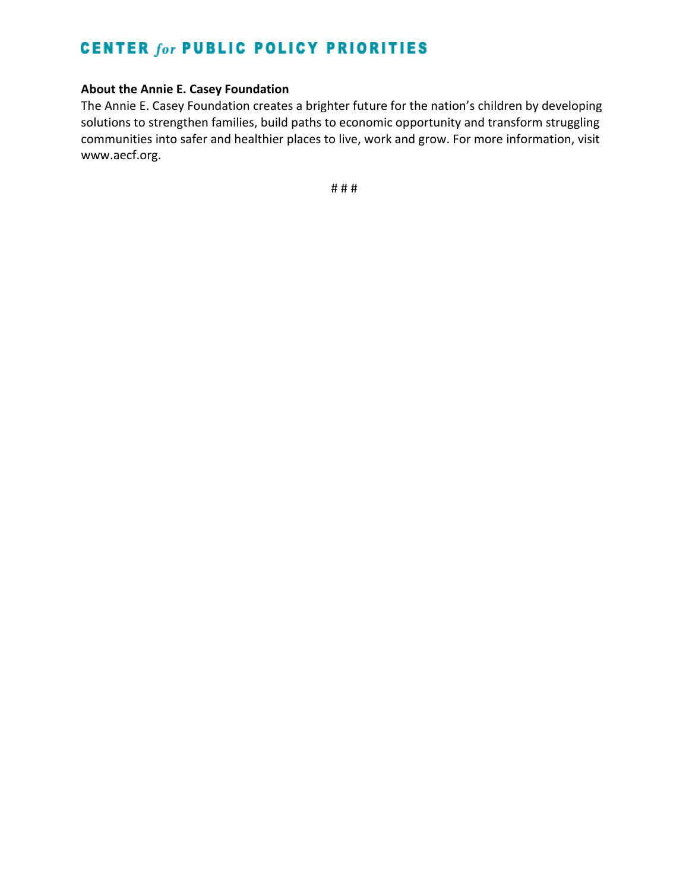**About the Annie E. Casey Foundation**

The Annie E. Casey Foundation creates a brighter future for the nation's children by developing solutions to strengthen families, build paths to economic opportunity and transform struggling communities into safer and healthier places to live, work and grow. For more information, visit www.aecf.org.

# # #